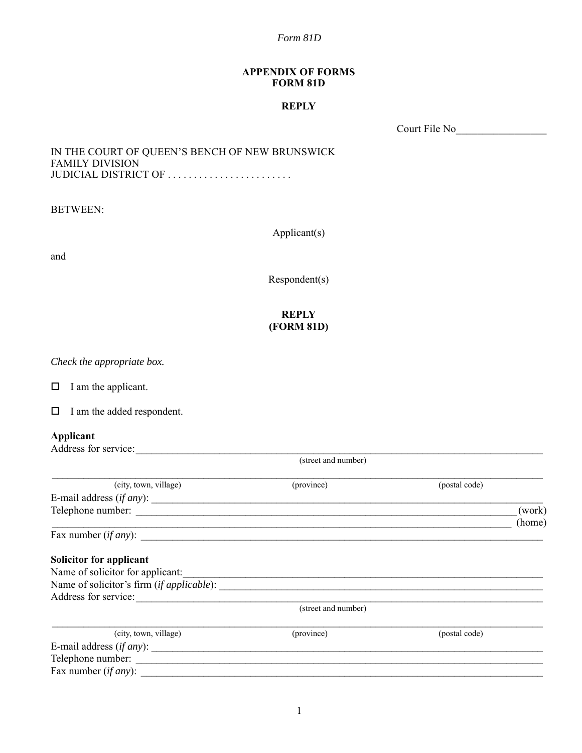*Form 81D*

**APPENDIX OF FORMS**
**FORM 81D**

**REPLY**

Court File No_________________

IN THE COURT OF QUEEN'S BENCH OF NEW BRUNSWICK
FAMILY DIVISION
JUDICIAL DISTRICT OF . . . . . . . . . . . . . . . . . . . . . . . .

BETWEEN:

Applicant(s)

and

Respondent(s)

**REPLY**
**(FORM 81D)**

*Check the appropriate box.*

☐ I am the applicant.

☐ I am the added respondent.

**Applicant**

Address for service:___________________________________________________________________________
(street and number)

___________________________________________________________________________________________
(city, town, village) (province) (postal code)

E-mail address (*if any*): ______________________________________________________________________

Telephone number: __________________________________________________________________ (work)

__________________________________________________________________________________ (home)

Fax number (*if any*): ________________________________________________________________________

**Solicitor for applicant**

Name of solicitor for applicant:___________________________________________________________________

Name of solicitor's firm (*if applicable*): ____________________________________________________________

Address for service:___________________________________________________________________________
(street and number)

___________________________________________________________________________________________
(city, town, village) (province) (postal code)

E-mail address (*if any*): ______________________________________________________________________

Telephone number: ___________________________________________________________________________

Fax number (*if any*): ________________________________________________________________________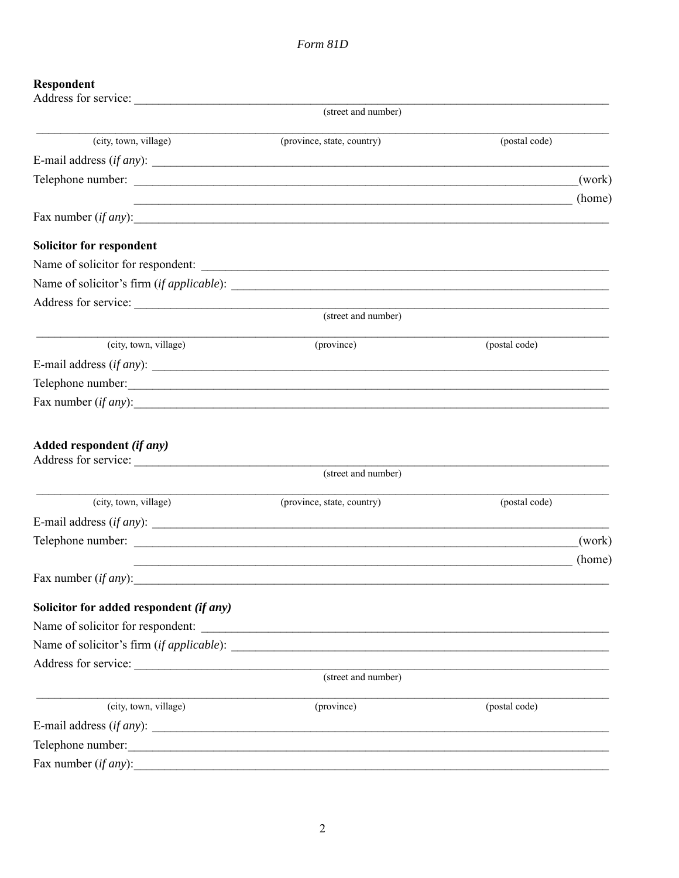**Respondent**

Address for service: ______________________________________________________________

(street and number)

______________________________________________________________

(city, town, village) (province, state, country) (postal code)

E-mail address (*if any*): ______________________________________________________________

Telephone number: ______________________________________________________________(work)

______________________________________________________________ (home)

Fax number (*if any*):______________________________________________________________

**Solicitor for respondent**

Name of solicitor for respondent: ______________________________________________________________

Name of solicitor's firm (*if applicable*): ______________________________________________________________

Address for service: ______________________________________________________________

(street and number)

______________________________________________________________

(city, town, village) (province) (postal code)

E-mail address (*if any*): ______________________________________________________________

Telephone number:______________________________________________________________

Fax number (*if any*):______________________________________________________________

**Added respondent *(if any)***

Address for service: ______________________________________________________________

(street and number)

______________________________________________________________

(city, town, village) (province, state, country) (postal code)

E-mail address (*if any*): ______________________________________________________________

Telephone number: ______________________________________________________________(work)

______________________________________________________________ (home)

Fax number (*if any*):______________________________________________________________

**Solicitor for added respondent *(if any)***

Name of solicitor for respondent: ______________________________________________________________

Name of solicitor's firm (*if applicable*): ______________________________________________________________

Address for service: ______________________________________________________________

(street and number)

______________________________________________________________

(city, town, village) (province) (postal code)

E-mail address (*if any*): ______________________________________________________________

Telephone number:______________________________________________________________

Fax number (*if any*):______________________________________________________________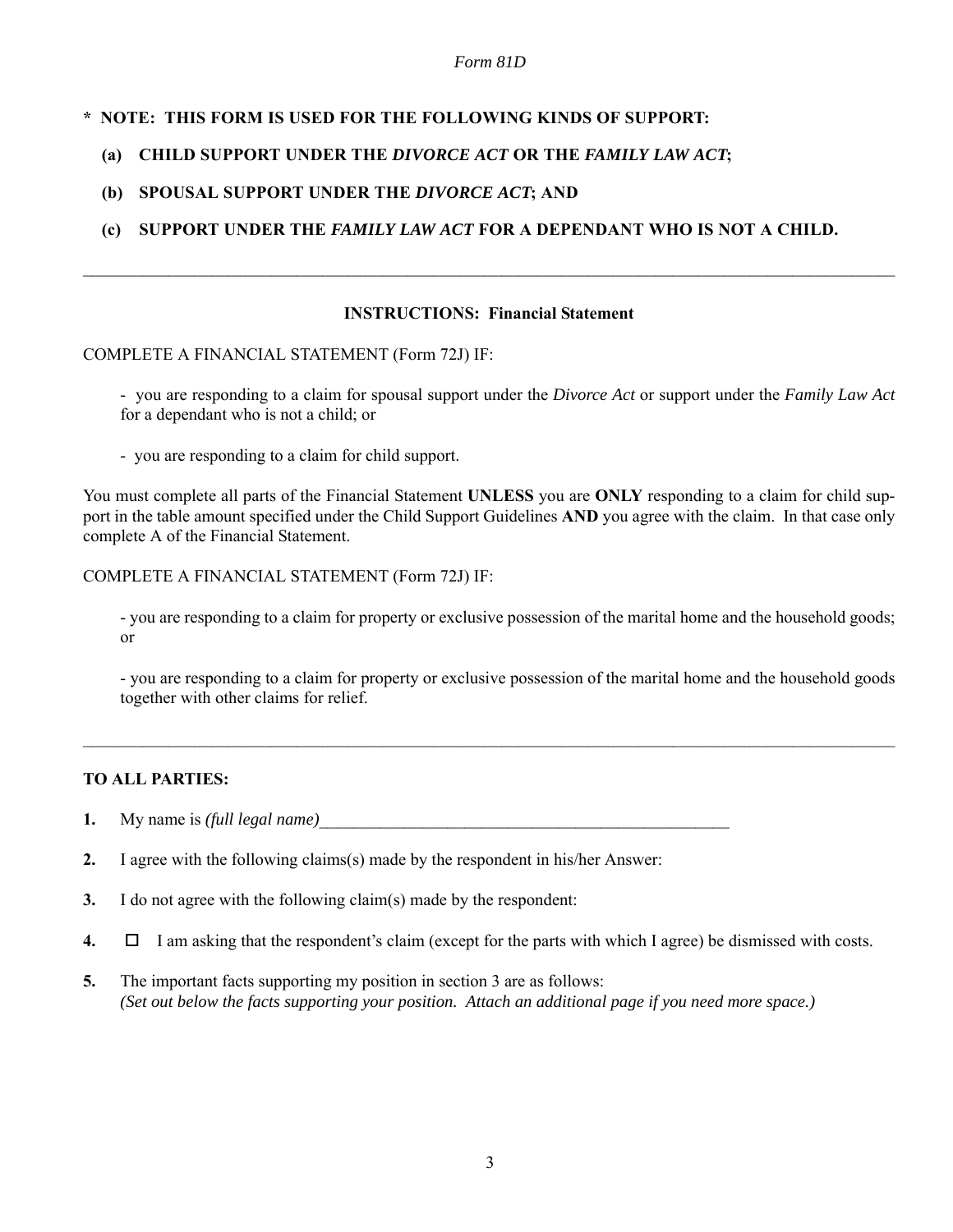*Form 81D*

**\* NOTE: THIS FORM IS USED FOR THE FOLLOWING KINDS OF SUPPORT:**

**(a) CHILD SUPPORT UNDER THE *DIVORCE ACT* OR THE *FAMILY LAW ACT*;**

**(b) SPOUSAL SUPPORT UNDER THE *DIVORCE ACT*; AND**

**(c) SUPPORT UNDER THE *FAMILY LAW ACT* FOR A DEPENDANT WHO IS NOT A CHILD.**

---

**INSTRUCTIONS: Financial Statement**

COMPLETE A FINANCIAL STATEMENT (Form 72J) IF:

- you are responding to a claim for spousal support under the *Divorce Act* or support under the *Family Law Act* for a dependant who is not a child; or

- you are responding to a claim for child support.

You must complete all parts of the Financial Statement **UNLESS** you are **ONLY** responding to a claim for child support in the table amount specified under the Child Support Guidelines **AND** you agree with the claim. In that case only complete A of the Financial Statement.

COMPLETE A FINANCIAL STATEMENT (Form 72J) IF:

- you are responding to a claim for property or exclusive possession of the marital home and the household goods; or

- you are responding to a claim for property or exclusive possession of the marital home and the household goods together with other claims for relief.

---

**TO ALL PARTIES:**

**1.** My name is *(full legal name)*\_\_\_\_\_\_\_\_\_\_\_\_\_\_\_\_\_\_\_\_\_\_\_\_\_\_\_\_\_\_\_\_\_\_\_\_\_\_\_\_\_\_\_\_\_\_\_\_

**2.** I agree with the following claims(s) made by the respondent in his/her Answer:

**3.** I do not agree with the following claim(s) made by the respondent:

**4.** ☐ I am asking that the respondent's claim (except for the parts with which I agree) be dismissed with costs.

**5.** The important facts supporting my position in section 3 are as follows:
*(Set out below the facts supporting your position. Attach an additional page if you need more space.)*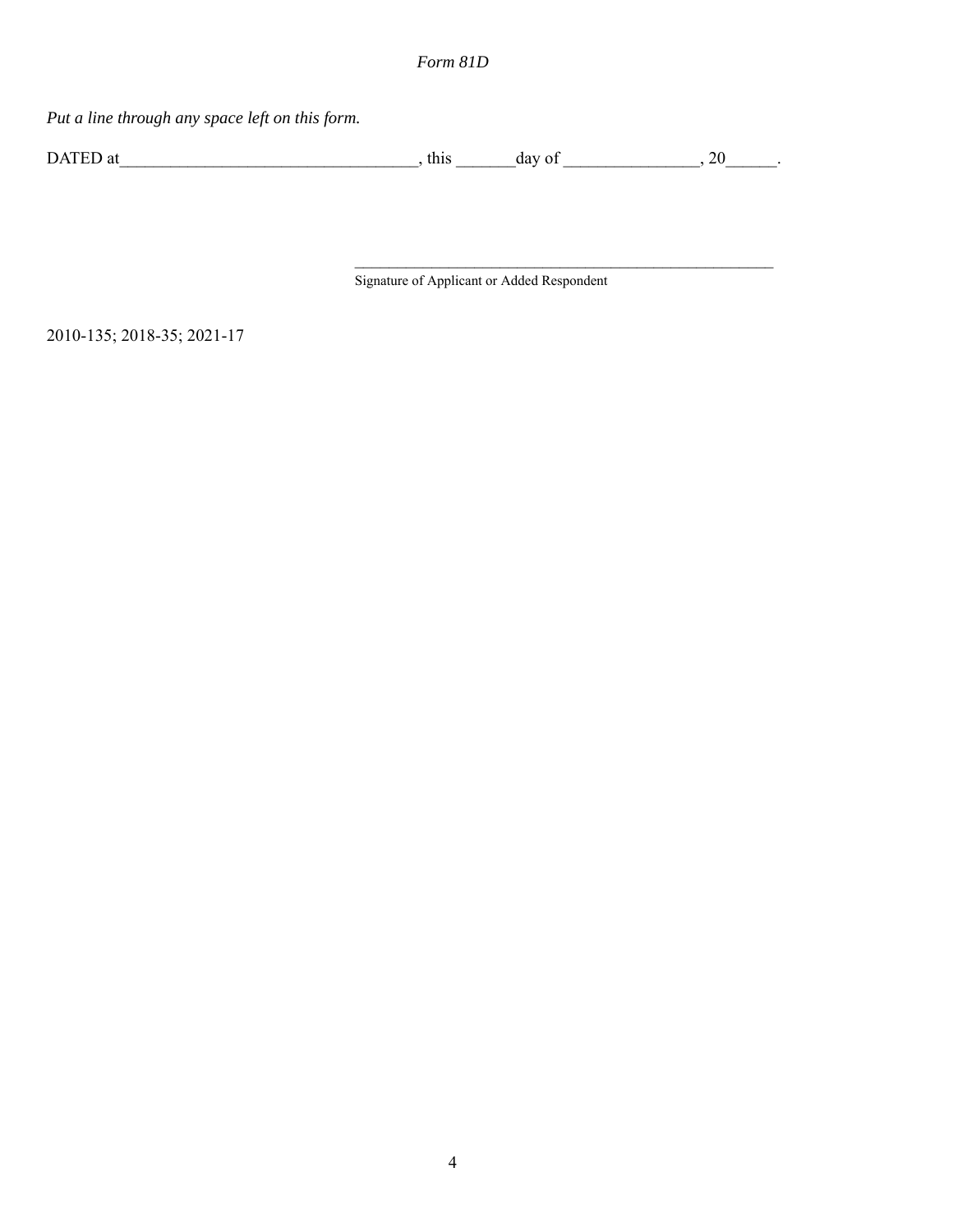*Form 81D*

*Put a line through any space left on this form.*

DATED at\_\_\_\_\_\_\_\_\_\_\_\_\_\_\_\_\_\_\_\_\_\_\_\_\_\_\_\_\_\_\_\_\_\_, this \_\_\_\_\_\_\_day of \_\_\_\_\_\_\_\_\_\_\_\_\_\_\_, 20\_\_\_\_\_\_.

\_\_\_\_\_\_\_\_\_\_\_\_\_\_\_\_\_\_\_\_\_\_\_\_\_\_\_\_\_\_\_\_\_\_\_\_\_\_\_\_\_\_\_\_\_\_\_\_\_\_\_\_
Signature of Applicant or Added Respondent

2010-135; 2018-35; 2021-17